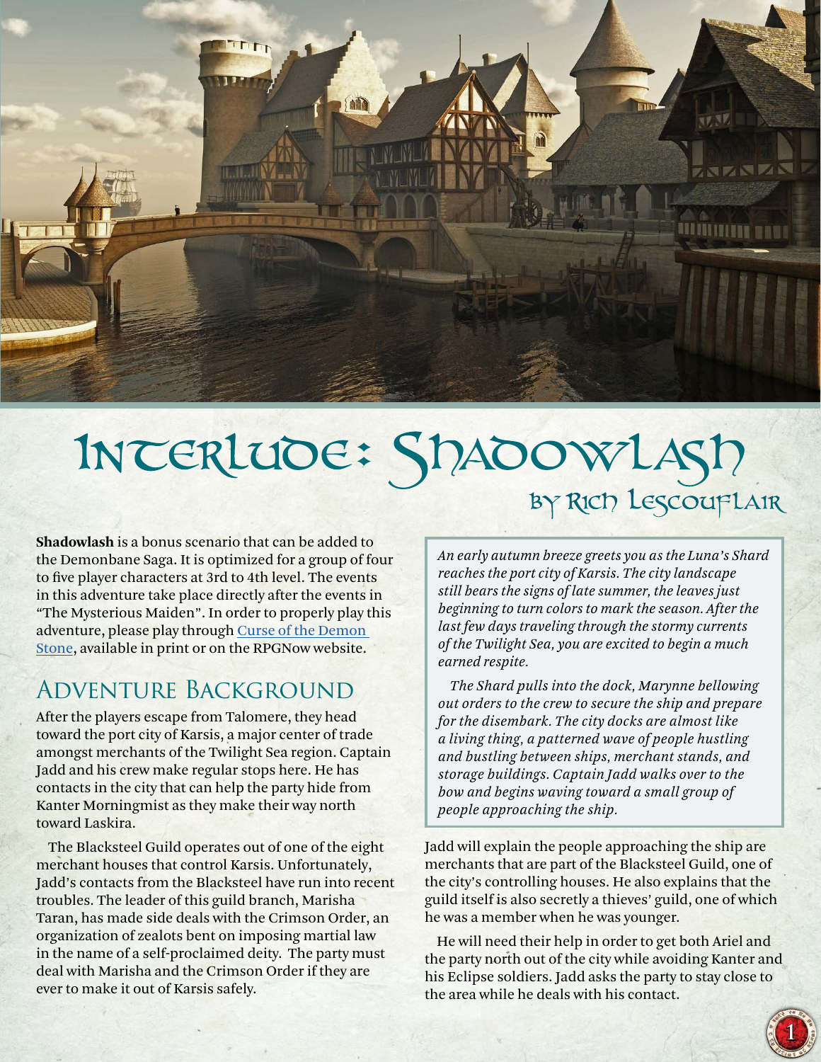# Interlude: Shadowlash

### by Rich Lescouflair

**Shadowlash** is a bonus scenario that can be added to the Demonbane Saga. It is optimized for a group of four to five player characters at 3rd to 4th level. The events in this adventure take place directly after the events in "The Mysterious Maiden". In order to properly play this adventure, please play through Curse of the Demon Stone, available in print or on the RPGNow website.

## Adventure Background

After the players escape from Talomere, they head toward the port city of Karsis, a major center of trade amongst merchants of the Twilight Sea region. Captain Jadd and his crew make regular stops here. He has contacts in the city that can help the party hide from Kanter Morningmist as they make their way north toward Laskira.

The Blacksteel Guild operates out of one of the eight merchant houses that control Karsis. Unfortunately, Jadd's contacts from the Blacksteel have run into recent troubles. The leader of this guild branch, Marisha Taran, has made side deals with the Crimson Order, an organization of zealots bent on imposing martial law in the name of a self-proclaimed deity. The party must deal with Marisha and the Crimson Order if they are ever to make it out of Karsis safely.

> *An early autumn breeze greets you as the Luna's Shard reaches the port city of Karsis. The city landscape still bears the signs of late summer, the leaves just beginning to turn colors to mark the season. After the last few days traveling through the stormy currents of the Twilight Sea, you are excited to begin a much earned respite.*
>
> *The Shard pulls into the dock, Marynne bellowing out orders to the crew to secure the ship and prepare for the disembark. The city docks are almost like a living thing, a patterned wave of people hustling and bustling between ships, merchant stands, and storage buildings. Captain Jadd walks over to the bow and begins waving toward a small group of people approaching the ship.*

Jadd will explain the people approaching the ship are merchants that are part of the Blacksteel Guild, one of the city's controlling houses. He also explains that the guild itself is also secretly a thieves' guild, one of which he was a member when he was younger.

He will need their help in order to get both Ariel and the party north out of the city while avoiding Kanter and his Eclipse soldiers. Jadd asks the party to stay close to the area while he deals with his contact.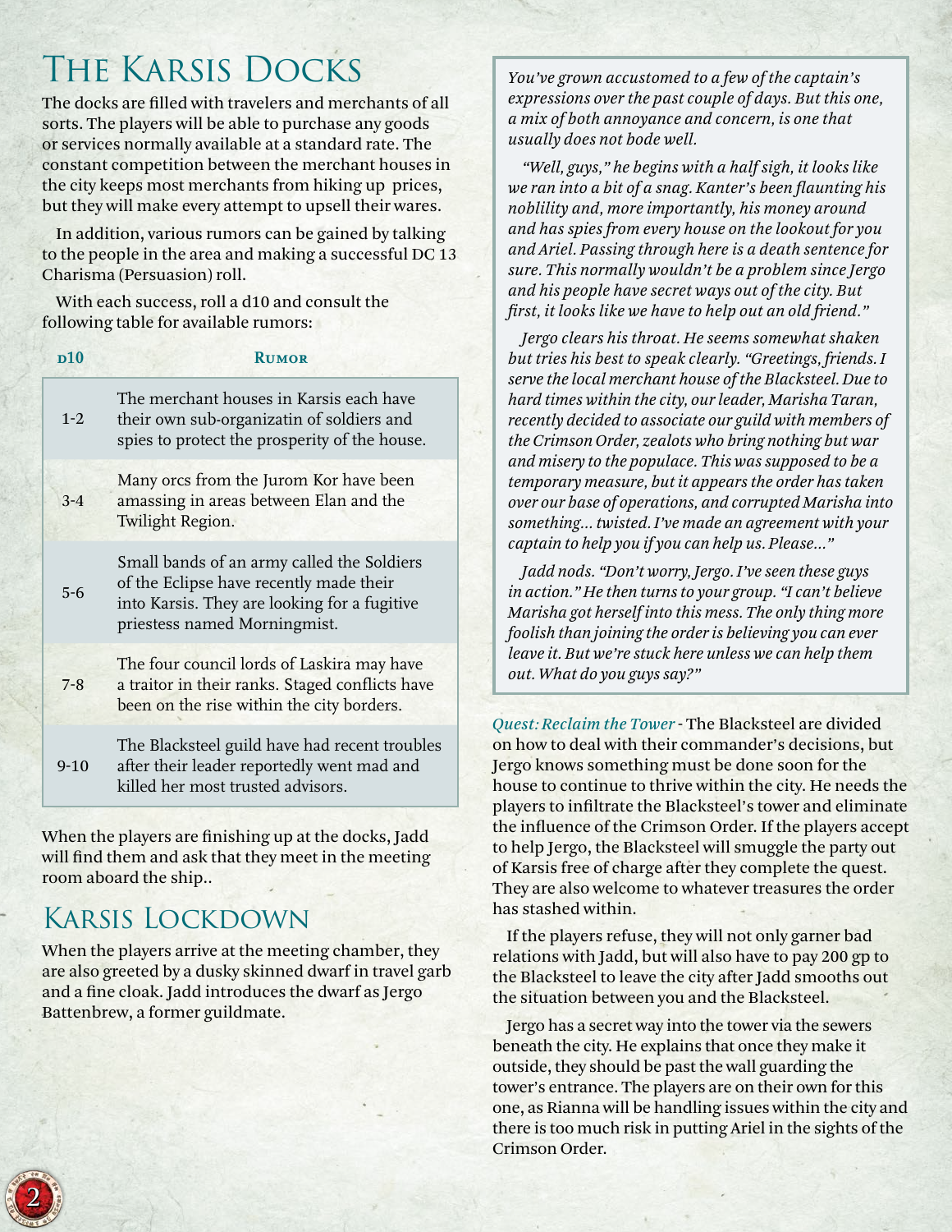# The Karsis Docks

The docks are filled with travelers and merchants of all sorts. The players will be able to purchase any goods or services normally available at a standard rate. The constant competition between the merchant houses in the city keeps most merchants from hiking up prices, but they will make every attempt to upsell their wares.

In addition, various rumors can be gained by talking to the people in the area and making a successful DC 13 Charisma (Persuasion) roll.

With each success, roll a d10 and consult the following table for available rumors:

| d10 | Rumor |
|---|---|
| 1-2 | The merchant houses in Karsis each have their own sub-organizatin of soldiers and spies to protect the prosperity of the house. |
| 3-4 | Many orcs from the Jurom Kor have been amassing in areas between Elan and the Twilight Region. |
| 5-6 | Small bands of an army called the Soldiers of the Eclipse have recently made their into Karsis. They are looking for a fugitive priestess named Morningmist. |
| 7-8 | The four council lords of Laskira may have a traitor in their ranks. Staged conflicts have been on the rise within the city borders. |
| 9-10 | The Blacksteel guild have had recent troubles after their leader reportedly went mad and killed her most trusted advisors. |

When the players are finishing up at the docks, Jadd will find them and ask that they meet in the meeting room aboard the ship..

# Karsis Lockdown

When the players arrive at the meeting chamber, they are also greeted by a dusky skinned dwarf in travel garb and a fine cloak. Jadd introduces the dwarf as Jergo Battenbrew, a former guildmate.

*You've grown accustomed to a few of the captain's expressions over the past couple of days. But this one, a mix of both annoyance and concern, is one that usually does not bode well.*

*"Well, guys," he begins with a half sigh, it looks like we ran into a bit of a snag. Kanter's been flaunting his noblility and, more importantly, his money around and has spies from every house on the lookout for you and Ariel. Passing through here is a death sentence for sure. This normally wouldn't be a problem since Jergo and his people have secret ways out of the city. But first, it looks like we have to help out an old friend."*

*Jergo clears his throat. He seems somewhat shaken but tries his best to speak clearly. "Greetings, friends. I serve the local merchant house of the Blacksteel. Due to hard times within the city, our leader, Marisha Taran, recently decided to associate our guild with members of the Crimson Order, zealots who bring nothing but war and misery to the populace. This was supposed to be a temporary measure, but it appears the order has taken over our base of operations, and corrupted Marisha into something... twisted. I've made an agreement with your captain to help you if you can help us. Please..."*

*Jadd nods. "Don't worry, Jergo. I've seen these guys in action." He then turns to your group. "I can't believe Marisha got herself into this mess. The only thing more foolish than joining the order is believing you can ever leave it. But we're stuck here unless we can help them out. What do you guys say?"*

*Quest: Reclaim the Tower* - The Blacksteel are divided on how to deal with their commander's decisions, but Jergo knows something must be done soon for the house to continue to thrive within the city. He needs the players to infiltrate the Blacksteel's tower and eliminate the influence of the Crimson Order. If the players accept to help Jergo, the Blacksteel will smuggle the party out of Karsis free of charge after they complete the quest. They are also welcome to whatever treasures the order has stashed within.

If the players refuse, they will not only garner bad relations with Jadd, but will also have to pay 200 gp to the Blacksteel to leave the city after Jadd smooths out the situation between you and the Blacksteel.

Jergo has a secret way into the tower via the sewers beneath the city. He explains that once they make it outside, they should be past the wall guarding the tower's entrance. The players are on their own for this one, as Rianna will be handling issues within the city and there is too much risk in putting Ariel in the sights of the Crimson Order.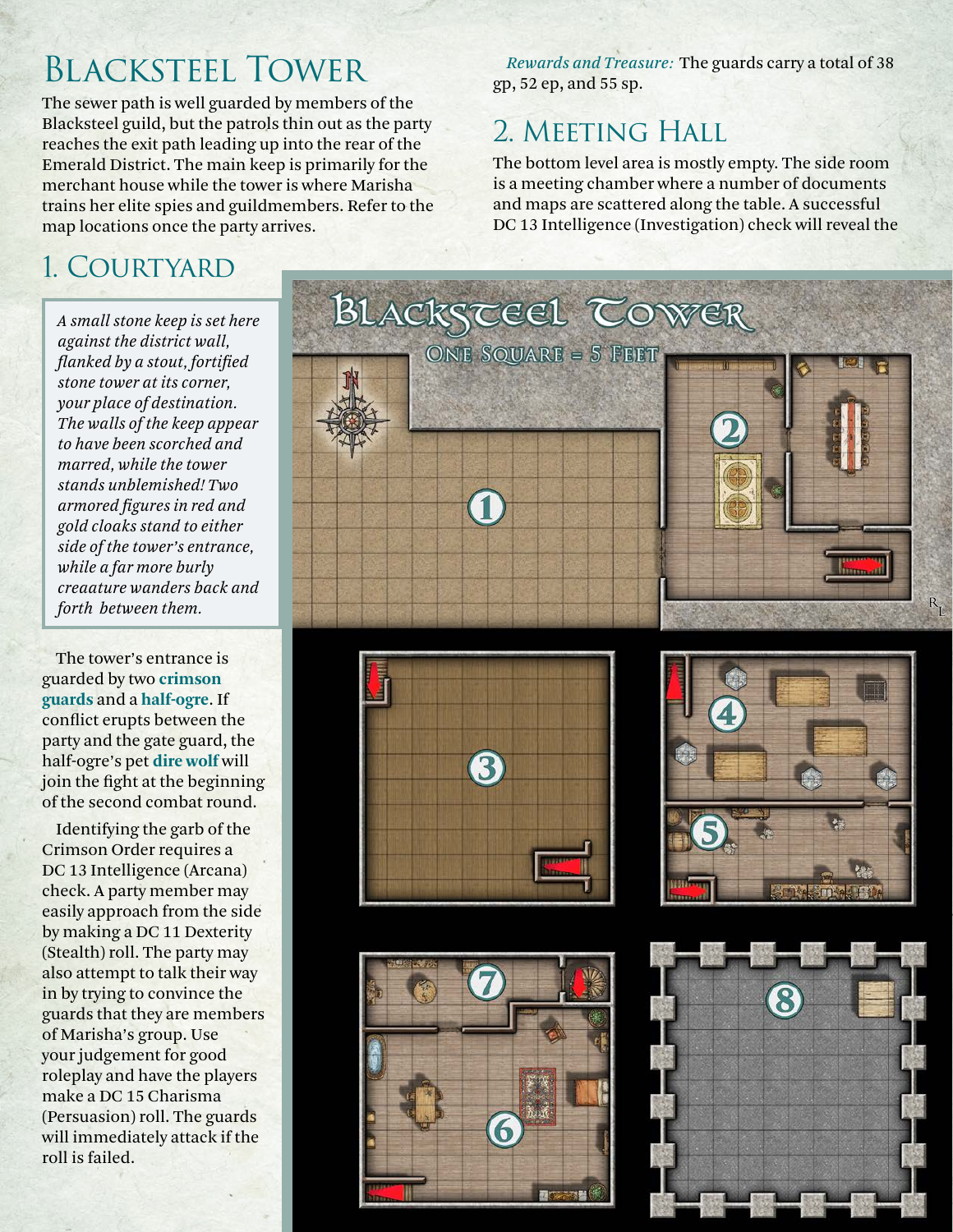# Blacksteel Tower

The sewer path is well guarded by members of the Blacksteel guild, but the patrols thin out as the party reaches the exit path leading up into the rear of the Emerald District. The main keep is primarily for the merchant house while the tower is where Marisha trains her elite spies and guildmembers. Refer to the map locations once the party arrives.

## 1. Courtyard

> *A small stone keep is set here against the district wall, flanked by a stout, fortified stone tower at its corner, your place of destination. The walls of the keep appear to have been scorched and marred, while the tower stands unblemished! Two armored figures in red and gold cloaks stand to either side of the tower's entrance, while a far more burly creaature wanders back and forth between them.*

The tower's entrance is guarded by two **crimson guards** and a **half-ogre**. If conflict erupts between the party and the gate guard, the half-ogre's pet **dire wolf** will join the fight at the beginning of the second combat round.

Identifying the garb of the Crimson Order requires a DC 13 Intelligence (Arcana) check. A party member may easily approach from the side by making a DC 11 Dexterity (Stealth) roll. The party may also attempt to talk their way in by trying to convince the guards that they are members of Marisha's group. Use your judgement for good roleplay and have the players make a DC 15 Charisma (Persuasion) roll. The guards will immediately attack if the roll is failed.

*Rewards and Treasure:* The guards carry a total of 38 gp, 52 ep, and 55 sp.

## 2. Meeting Hall

The bottom level area is mostly empty. The side room is a meeting chamber where a number of documents and maps are scattered along the table. A successful DC 13 Intelligence (Investigation) check will reveal the

Blacksteel Tower

One Square = 5 Feet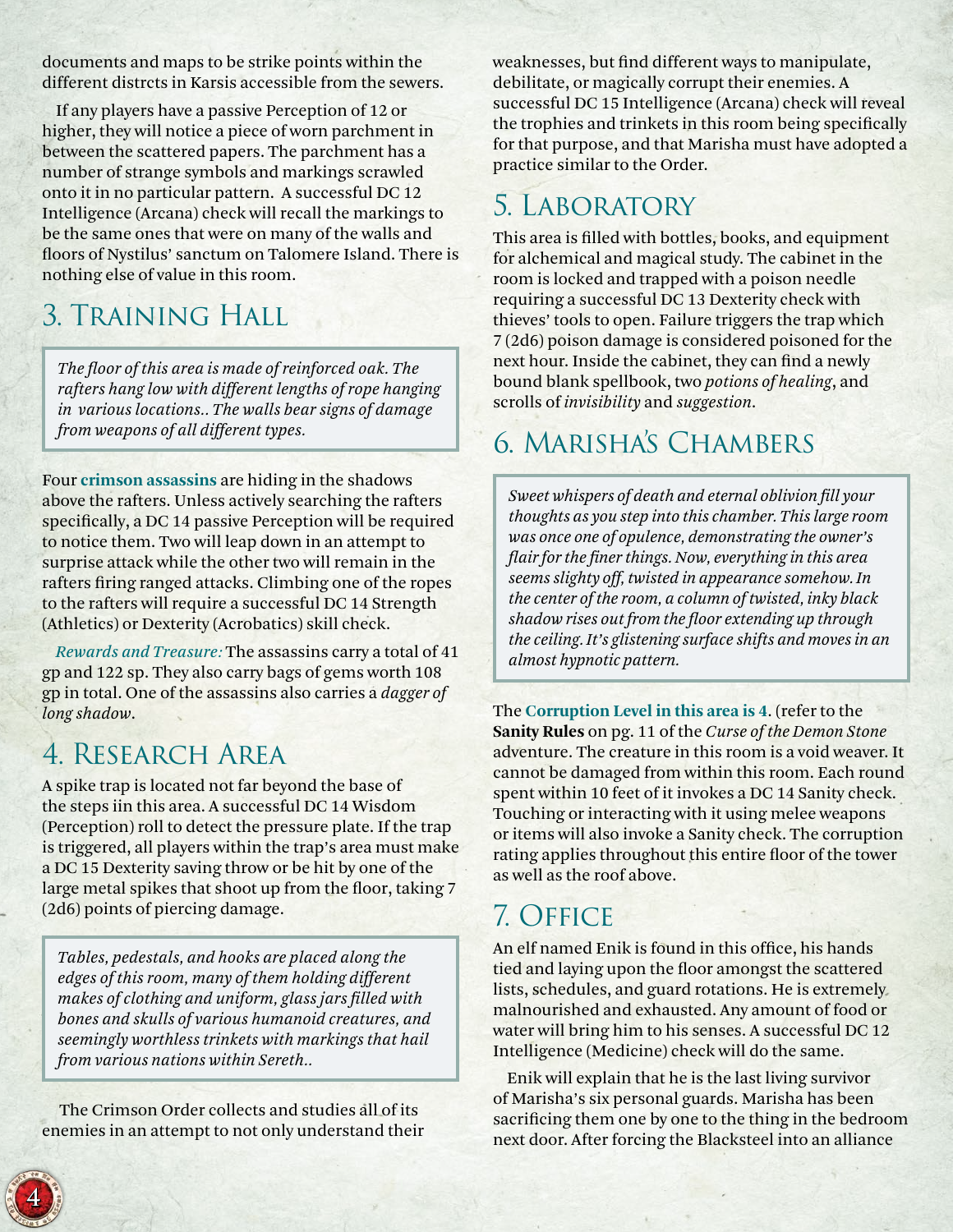documents and maps to be strike points within the different distrcts in Karsis accessible from the sewers.

If any players have a passive Perception of 12 or higher, they will notice a piece of worn parchment in between the scattered papers. The parchment has a number of strange symbols and markings scrawled onto it in no particular pattern. A successful DC 12 Intelligence (Arcana) check will recall the markings to be the same ones that were on many of the walls and floors of Nystilus' sanctum on Talomere Island. There is nothing else of value in this room.

## 3. Training Hall

*The floor of this area is made of reinforced oak. The rafters hang low with different lengths of rope hanging in various locations.. The walls bear signs of damage from weapons of all different types.*

Four **crimson assassins** are hiding in the shadows above the rafters. Unless actively searching the rafters specifically, a DC 14 passive Perception will be required to notice them. Two will leap down in an attempt to surprise attack while the other two will remain in the rafters firing ranged attacks. Climbing one of the ropes to the rafters will require a successful DC 14 Strength (Athletics) or Dexterity (Acrobatics) skill check.

*Rewards and Treasure:* The assassins carry a total of 41 gp and 122 sp. They also carry bags of gems worth 108 gp in total. One of the assassins also carries a *dagger of long shadow*.

## 4. Research Area

A spike trap is located not far beyond the base of the steps iin this area. A successful DC 14 Wisdom (Perception) roll to detect the pressure plate. If the trap is triggered, all players within the trap's area must make a DC 15 Dexterity saving throw or be hit by one of the large metal spikes that shoot up from the floor, taking 7 (2d6) points of piercing damage.

*Tables, pedestals, and hooks are placed along the edges of this room, many of them holding different makes of clothing and uniform, glass jars filled with bones and skulls of various humanoid creatures, and seemingly worthless trinkets with markings that hail from various nations within Sereth..*

The Crimson Order collects and studies all of its enemies in an attempt to not only understand their weaknesses, but find different ways to manipulate, debilitate, or magically corrupt their enemies. A successful DC 15 Intelligence (Arcana) check will reveal the trophies and trinkets in this room being specifically for that purpose, and that Marisha must have adopted a practice similar to the Order.

## 5. Laboratory

This area is filled with bottles, books, and equipment for alchemical and magical study. The cabinet in the room is locked and trapped with a poison needle requiring a successful DC 13 Dexterity check with thieves' tools to open. Failure triggers the trap which 7 (2d6) poison damage is considered poisoned for the next hour. Inside the cabinet, they can find a newly bound blank spellbook, two *potions of healing*, and scrolls of *invisibility* and *suggestion*.

## 6. Marisha's Chambers

*Sweet whispers of death and eternal oblivion fill your thoughts as you step into this chamber. This large room was once one of opulence, demonstrating the owner's flair for the finer things. Now, everything in this area seems slighty off, twisted in appearance somehow. In the center of the room, a column of twisted, inky black shadow rises out from the floor extending up through the ceiling. It's glistening surface shifts and moves in an almost hypnotic pattern.*

The **Corruption Level in this area is 4**. (refer to the **Sanity Rules** on pg. 11 of the *Curse of the Demon Stone* adventure. The creature in this room is a void weaver. It cannot be damaged from within this room. Each round spent within 10 feet of it invokes a DC 14 Sanity check. Touching or interacting with it using melee weapons or items will also invoke a Sanity check. The corruption rating applies throughout this entire floor of the tower as well as the roof above.

## 7. Office

An elf named Enik is found in this office, his hands tied and laying upon the floor amongst the scattered lists, schedules, and guard rotations. He is extremely malnourished and exhausted. Any amount of food or water will bring him to his senses. A successful DC 12 Intelligence (Medicine) check will do the same.

Enik will explain that he is the last living survivor of Marisha's six personal guards. Marisha has been sacrificing them one by one to the thing in the bedroom next door. After forcing the Blacksteel into an alliance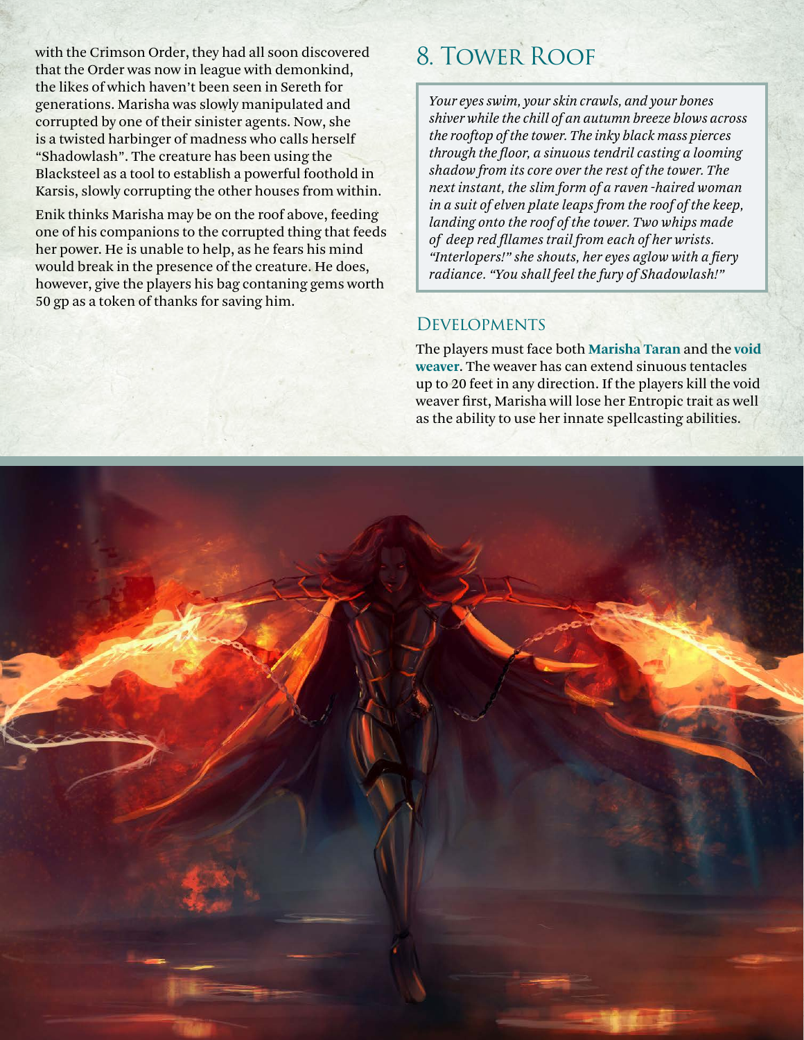with the Crimson Order, they had all soon discovered that the Order was now in league with demonkind, the likes of which haven't been seen in Sereth for generations. Marisha was slowly manipulated and corrupted by one of their sinister agents. Now, she is a twisted harbinger of madness who calls herself "Shadowlash". The creature has been using the Blacksteel as a tool to establish a powerful foothold in Karsis, slowly corrupting the other houses from within.

Enik thinks Marisha may be on the roof above, feeding one of his companions to the corrupted thing that feeds her power. He is unable to help, as he fears his mind would break in the presence of the creature. He does, however, give the players his bag contaning gems worth 50 gp as a token of thanks for saving him.

# 8. Tower Roof

*Your eyes swim, your skin crawls, and your bones shiver while the chill of an autumn breeze blows across the rooftop of the tower. The inky black mass pierces through the floor, a sinuous tendril casting a looming shadow from its core over the rest of the tower. The next instant, the slim form of a raven-haired woman in a suit of elven plate leaps from the roof of the keep, landing onto the roof of the tower. Two whips made of deep red flames trail from each of her wrists. "Interlopers!" she shouts, her eyes aglow with a fiery radiance. "You shall feel the fury of Shadowlash!"*

## Developments

The players must face both **Marisha Taran** and the **void weaver**. The weaver has can extend sinuous tentacles up to 20 feet in any direction. If the players kill the void weaver first, Marisha will lose her Entropic trait as well as the ability to use her innate spellcasting abilities.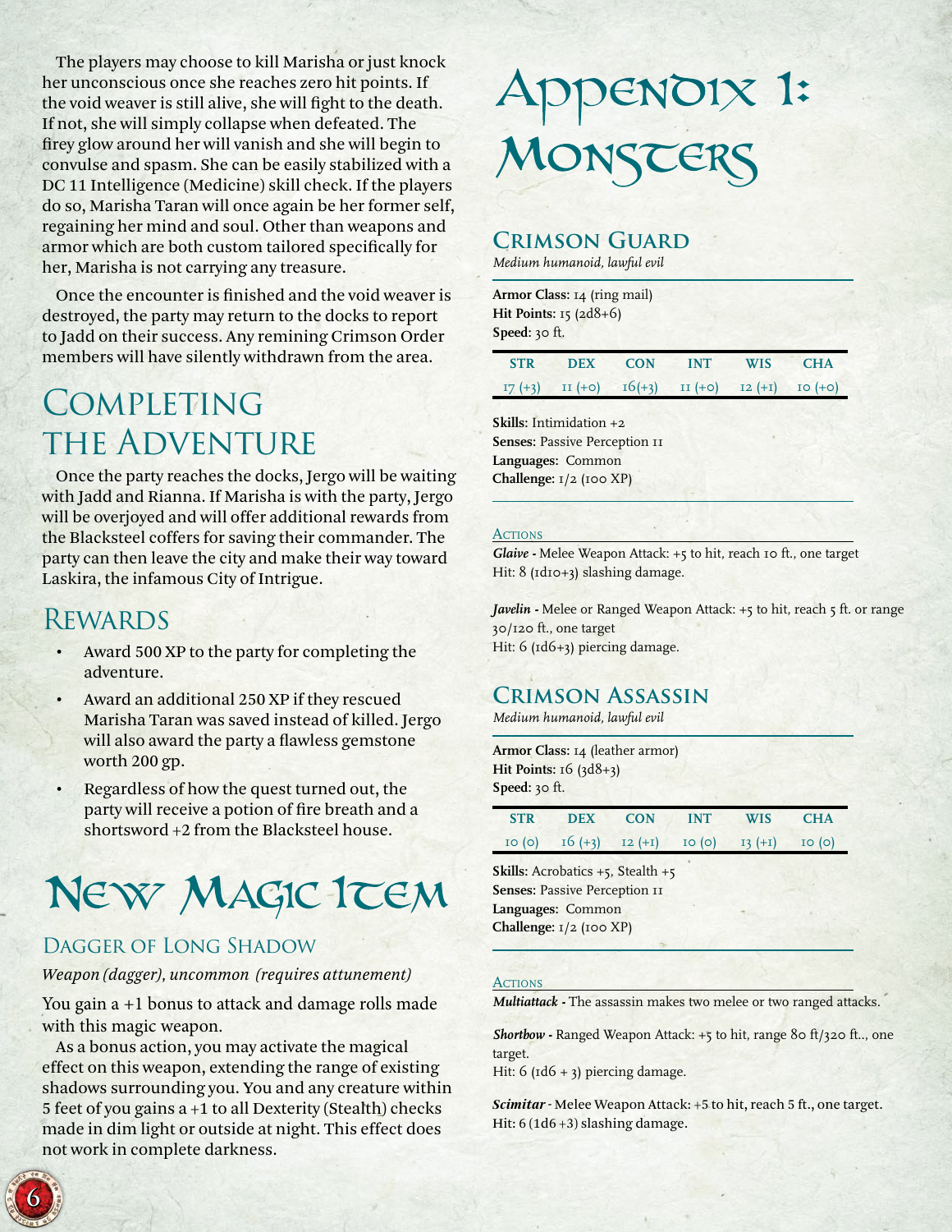The players may choose to kill Marisha or just knock her unconscious once she reaches zero hit points. If the void weaver is still alive, she will fight to the death. If not, she will simply collapse when defeated. The firey glow around her will vanish and she will begin to convulse and spasm. She can be easily stabilized with a DC 11 Intelligence (Medicine) skill check. If the players do so, Marisha Taran will once again be her former self, regaining her mind and soul. Other than weapons and armor which are both custom tailored specifically for her, Marisha is not carrying any treasure.

Once the encounter is finished and the void weaver is destroyed, the party may return to the docks to report to Jadd on their success. Any remining Crimson Order members will have silently withdrawn from the area.

## Completing the Adventure

Once the party reaches the docks, Jergo will be waiting with Jadd and Rianna. If Marisha is with the party, Jergo will be overjoyed and will offer additional rewards from the Blacksteel coffers for saving their commander. The party can then leave the city and make their way toward Laskira, the infamous City of Intrigue.

### Rewards

- Award 500 XP to the party for completing the adventure.
- Award an additional 250 XP if they rescued Marisha Taran was saved instead of killed. Jergo will also award the party a flawless gemstone worth 200 gp.
- Regardless of how the quest turned out, the party will receive a potion of fire breath and a shortsword +2 from the Blacksteel house.

# New Magic Item

### Dagger of Long Shadow

*Weapon (dagger), uncommon (requires attunement)*

You gain a +1 bonus to attack and damage rolls made with this magic weapon.

As a bonus action, you may activate the magical effect on this weapon, extending the range of existing shadows surrounding you. You and any creature within 5 feet of you gains a +1 to all Dexterity (Stealth) checks made in dim light or outside at night. This effect does not work in complete darkness.

# Appendix 1: Monsters

## Crimson Guard

*Medium humanoid, lawful evil*

**Armor Class:** 14 (ring mail)
**Hit Points:** 15 (2d8+6)
**Speed:** 30 ft.

| STR | DEX | CON | INT | WIS | CHA |
|---|---|---|---|---|---|
| 17 (+3) | 11 (+0) | 16(+3) | 11 (+0) | 12 (+1) | 10 (+0) |

**Skills:** Intimidation +2
**Senses:** Passive Perception 11
**Languages:** Common
**Challenge:** 1/2 (100 XP)

### Actions

***Glaive -*** Melee Weapon Attack: +5 to hit, reach 10 ft., one target
Hit: 8 (1d10+3) slashing damage.

***Javelin -*** Melee or Ranged Weapon Attack: +5 to hit, reach 5 ft. or range 30/120 ft., one target
Hit: 6 (1d6+3) piercing damage.

## Crimson Assassin

*Medium humanoid, lawful evil*

**Armor Class:** 14 (leather armor)
**Hit Points:** 16 (3d8+3)
**Speed:** 30 ft.

| STR | DEX | CON | INT | WIS | CHA |
|---|---|---|---|---|---|
| 10 (0) | 16 (+3) | 12 (+1) | 10 (0) | 13 (+1) | 10 (0) |

**Skills:** Acrobatics +5, Stealth +5
**Senses:** Passive Perception 11
**Languages:** Common
**Challenge:** 1/2 (100 XP)

### Actions

***Multiattack -*** The assassin makes two melee or two ranged attacks.

***Shortbow -*** Ranged Weapon Attack: +5 to hit, range 80 ft/320 ft.., one target.
Hit: 6 (1d6 + 3) piercing damage.

***Scimitar -*** Melee Weapon Attack: +5 to hit, reach 5 ft., one target.
Hit: 6 (1d6 +3) slashing damage.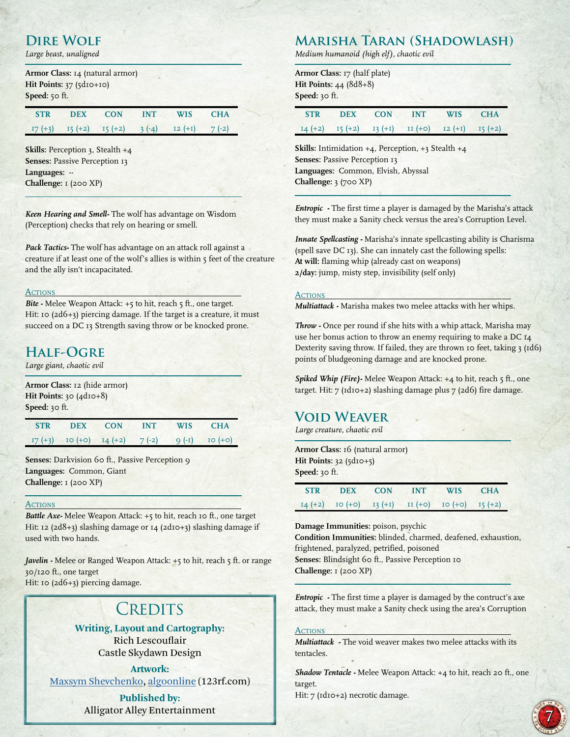## Dire Wolf

*Large beast, unaligned*

**Armor Class:** 14 (natural armor)
**Hit Points:** 37 (5d10+10)
**Speed:** 50 ft.

| STR | DEX | CON | INT | WIS | CHA |
|---|---|---|---|---|---|
| 17 (+3) | 15 (+2) | 15 (+2) | 3 (-4) | 12 (+1) | 7 (-2) |

**Skills:** Perception 3, Stealth +4
**Senses:** Passive Perception 13
**Languages:** --
**Challenge:** 1 (200 XP)

***Keen Hearing and Smell-*** The wolf has advantage on Wisdom (Perception) checks that rely on hearing or smell.

***Pack Tactics-*** The wolf has advantage on an attack roll against a creature if at least one of the wolf's allies is within 5 feet of the creature and the ally isn't incapacitated.

### Actions

***Bite -*** Melee Weapon Attack: +5 to hit, reach 5 ft., one target. Hit: 10 (2d6+3) piercing damage. If the target is a creature, it must succeed on a DC 13 Strength saving throw or be knocked prone.

## Half-Ogre

*Large giant, chaotic evil*

**Armor Class:** 12 (hide armor)
**Hit Points:** 30 (4d10+8)
**Speed:** 30 ft.

| STR | DEX | CON | INT | WIS | CHA |
|---|---|---|---|---|---|
| 17 (+3) | 10 (+0) | 14 (+2) | 7 (-2) | 9 (-1) | 10 (+0) |

**Senses:** Darkvision 60 ft., Passive Perception 9
**Languages:** Common, Giant
**Challenge:** 1 (200 XP)

### Actions

***Battle Axe-*** Melee Weapon Attack: +5 to hit, reach 10 ft., one target Hit: 12 (2d8+3) slashing damage or 14 (2d10+3) slashing damage if used with two hands.

***Javelin -*** Melee or Ranged Weapon Attack: +5 to hit, reach 5 ft. or range 30/120 ft., one target
Hit: 10 (2d6+3) piercing damage.

## Credits

**Writing, Layout and Cartography:**
Rich Lescouflair
Castle Skydawn Design

**Artwork:**
Maxsym Shevchenko, algoonline (123rf.com)

**Published by:**
Alligator Alley Entertainment

## Marisha Taran (Shadowlash)

*Medium humanoid (high elf), chaotic evil*

**Armor Class:** 17 (half plate)
**Hit Points:** 44 (8d8+8)
**Speed:** 30 ft.

| STR | DEX | CON | INT | WIS | CHA |
|---|---|---|---|---|---|
| 14 (+2) | 15 (+2) | 13 (+1) | 11 (+0) | 12 (+1) | 15 (+2) |

**Skills:** Intimidation +4, Perception, +3 Stealth +4
**Senses:** Passive Perception 13
**Languages:** Common, Elvish, Abyssal
**Challenge:** 3 (700 XP)

***Entropic -*** The first time a player is damaged by the Marisha's attack they must make a Sanity check versus the area's Corruption Level.

***Innate Spellcasting -*** Marisha's innate spellcasting ability is Charisma (spell save DC 13). She can innately cast the following spells:
**At will:** flaming whip (already cast on weapons)
**2/day:** jump, misty step, invisibility (self only)

### Actions

***Multiattack -*** Marisha makes two melee attacks with her whips.

***Throw -*** Once per round if she hits with a whip attack, Marisha may use her bonus action to throw an enemy requiring to make a DC 14 Dexterity saving throw. If failed, they are thrown 10 feet, taking 3 (1d6) points of bludgeoning damage and are knocked prone.

***Spiked Whip (Fire)-*** Melee Weapon Attack: +4 to hit, reach 5 ft., one target. Hit: 7 (1d10+2) slashing damage plus 7 (2d6) fire damage.

## Void Weaver

*Large creature, chaotic evil*

**Armor Class:** 16 (natural armor)
**Hit Points:** 32 (5d10+5)
**Speed:** 30 ft.

| STR | DEX | CON | INT | WIS | CHA |
|---|---|---|---|---|---|
| 14 (+2) | 10 (+0) | 13 (+1) | 11 (+0) | 10 (+0) | 15 (+2) |

**Damage Immunities:** poison, psychic
**Condition Immunities:** blinded, charmed, deafened, exhaustion, frightened, paralyzed, petrified, poisoned
**Senses:** Blindsight 60 ft., Passive Perception 10
**Challenge:** 1 (200 XP)

***Entropic -*** The first time a player is damaged by the contruct's axe attack, they must make a Sanity check using the area's Corruption

### Actions

***Multiattack -*** The void weaver makes two melee attacks with its tentacles.

***Shadow Tentacle -*** Melee Weapon Attack: +4 to hit, reach 20 ft., one target.
Hit: 7 (1d10+2) necrotic damage.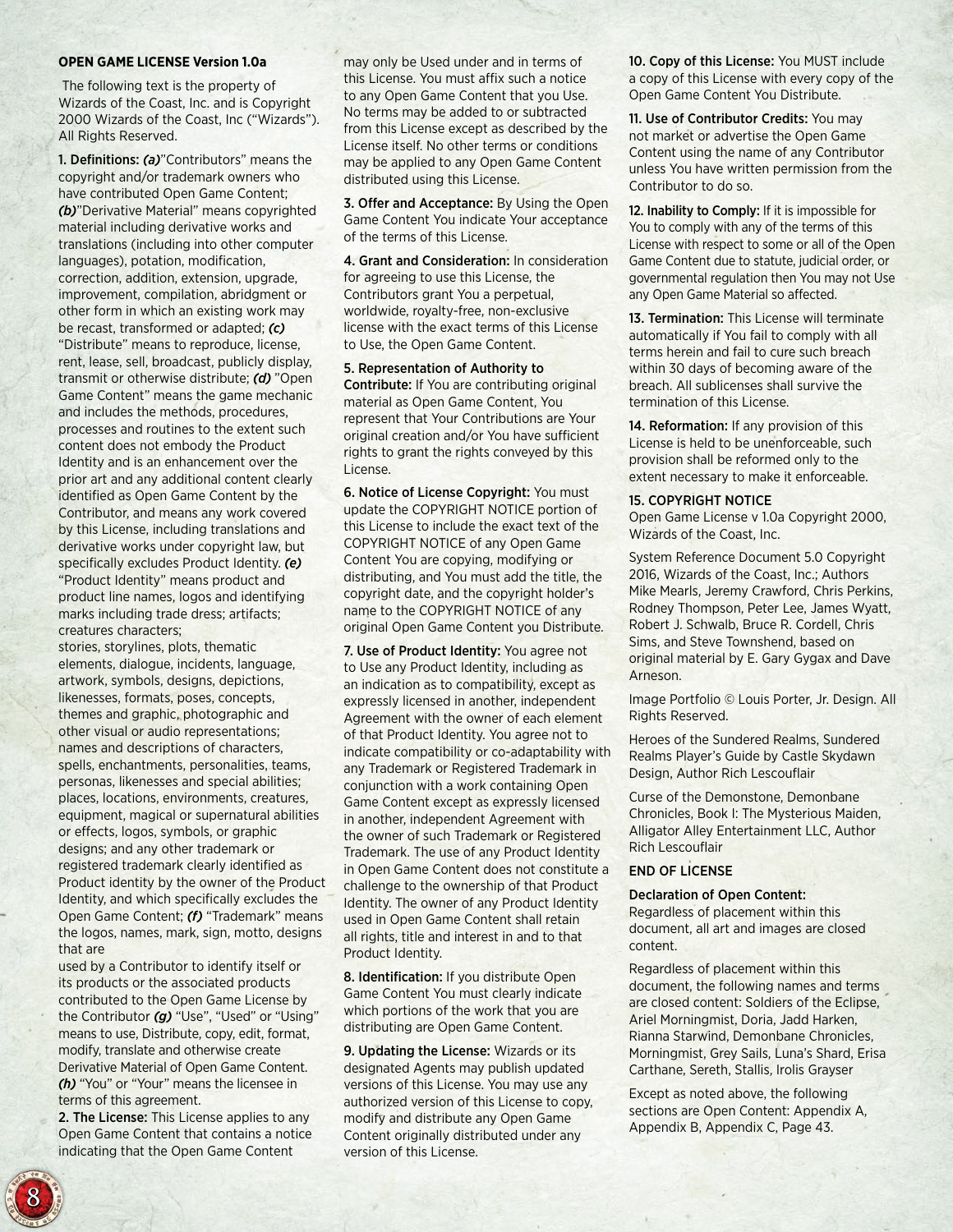**OPEN GAME LICENSE Version 1.0a**

The following text is the property of Wizards of the Coast, Inc. and is Copyright 2000 Wizards of the Coast, Inc ("Wizards"). All Rights Reserved.

**1. Definitions:** ***(a)***"Contributors" means the copyright and/or trademark owners who have contributed Open Game Content; ***(b)***"Derivative Material" means copyrighted material including derivative works and translations (including into other computer languages), potation, modification, correction, addition, extension, upgrade, improvement, compilation, abridgment or other form in which an existing work may be recast, transformed or adapted; ***(c)*** "Distribute" means to reproduce, license, rent, lease, sell, broadcast, publicly display, transmit or otherwise distribute; ***(d)*** "Open Game Content" means the game mechanic and includes the methods, procedures, processes and routines to the extent such content does not embody the Product Identity and is an enhancement over the prior art and any additional content clearly identified as Open Game Content by the Contributor, and means any work covered by this License, including translations and derivative works under copyright law, but specifically excludes Product Identity. ***(e)*** "Product Identity" means product and product line names, logos and identifying marks including trade dress; artifacts; creatures characters;
stories, storylines, plots, thematic elements, dialogue, incidents, language, artwork, symbols, designs, depictions, likenesses, formats, poses, concepts, themes and graphic, photographic and other visual or audio representations; names and descriptions of characters, spells, enchantments, personalities, teams, personas, likenesses and special abilities; places, locations, environments, creatures, equipment, magical or supernatural abilities or effects, logos, symbols, or graphic designs; and any other trademark or registered trademark clearly identified as Product identity by the owner of the Product Identity, and which specifically excludes the Open Game Content; ***(f)*** "Trademark" means the logos, names, mark, sign, motto, designs that are
used by a Contributor to identify itself or its products or the associated products contributed to the Open Game License by the Contributor ***(g)*** "Use", "Used" or "Using" means to use, Distribute, copy, edit, format, modify, translate and otherwise create Derivative Material of Open Game Content. ***(h)*** "You" or "Your" means the licensee in terms of this agreement.

**2. The License:** This License applies to any Open Game Content that contains a notice indicating that the Open Game Content may only be Used under and in terms of this License. You must affix such a notice to any Open Game Content that you Use. No terms may be added to or subtracted from this License except as described by the License itself. No other terms or conditions may be applied to any Open Game Content distributed using this License.

**3. Offer and Acceptance:** By Using the Open Game Content You indicate Your acceptance of the terms of this License.

**4. Grant and Consideration:** In consideration for agreeing to use this License, the Contributors grant You a perpetual, worldwide, royalty-free, non-exclusive license with the exact terms of this License to Use, the Open Game Content.

**5. Representation of Authority to Contribute:** If You are contributing original material as Open Game Content, You represent that Your Contributions are Your original creation and/or You have sufficient rights to grant the rights conveyed by this License.

**6. Notice of License Copyright:** You must update the COPYRIGHT NOTICE portion of this License to include the exact text of the COPYRIGHT NOTICE of any Open Game Content You are copying, modifying or distributing, and You must add the title, the copyright date, and the copyright holder's name to the COPYRIGHT NOTICE of any original Open Game Content you Distribute.

**7. Use of Product Identity:** You agree not to Use any Product Identity, including as an indication as to compatibility, except as expressly licensed in another, independent Agreement with the owner of each element of that Product Identity. You agree not to indicate compatibility or co-adaptability with any Trademark or Registered Trademark in conjunction with a work containing Open Game Content except as expressly licensed in another, independent Agreement with the owner of such Trademark or Registered Trademark. The use of any Product Identity in Open Game Content does not constitute a challenge to the ownership of that Product Identity. The owner of any Product Identity used in Open Game Content shall retain all rights, title and interest in and to that Product Identity.

**8. Identification:** If you distribute Open Game Content You must clearly indicate which portions of the work that you are distributing are Open Game Content.

**9. Updating the License:** Wizards or its designated Agents may publish updated versions of this License. You may use any authorized version of this License to copy, modify and distribute any Open Game Content originally distributed under any version of this License.

**10. Copy of this License:** You MUST include a copy of this License with every copy of the Open Game Content You Distribute.

**11. Use of Contributor Credits:** You may not market or advertise the Open Game Content using the name of any Contributor unless You have written permission from the Contributor to do so.

**12. Inability to Comply:** If it is impossible for You to comply with any of the terms of this License with respect to some or all of the Open Game Content due to statute, judicial order, or governmental regulation then You may not Use any Open Game Material so affected.

**13. Termination:** This License will terminate automatically if You fail to comply with all terms herein and fail to cure such breach within 30 days of becoming aware of the breach. All sublicenses shall survive the termination of this License.

**14. Reformation:** If any provision of this License is held to be unenforceable, such provision shall be reformed only to the extent necessary to make it enforceable.

**15. COPYRIGHT NOTICE**
Open Game License v 1.0a Copyright 2000, Wizards of the Coast, Inc.

System Reference Document 5.0 Copyright 2016, Wizards of the Coast, Inc.; Authors Mike Mearls, Jeremy Crawford, Chris Perkins, Rodney Thompson, Peter Lee, James Wyatt, Robert J. Schwalb, Bruce R. Cordell, Chris Sims, and Steve Townshend, based on original material by E. Gary Gygax and Dave Arneson.

Image Portfolio © Louis Porter, Jr. Design. All Rights Reserved.

Heroes of the Sundered Realms, Sundered Realms Player's Guide by Castle Skydawn Design, Author Rich Lescouflair

Curse of the Demonstone, Demonbane Chronicles, Book I: The Mysterious Maiden, Alligator Alley Entertainment LLC, Author Rich Lescouflair

**END OF LICENSE**

**Declaration of Open Content:**
Regardless of placement within this document, all art and images are closed content.

Regardless of placement within this document, the following names and terms are closed content: Soldiers of the Eclipse, Ariel Morningmist, Doria, Jadd Harken, Rianna Starwind, Demonbane Chronicles, Morningmist, Grey Sails, Luna's Shard, Erisa Carthane, Sereth, Stallis, Irolis Grayser

Except as noted above, the following sections are Open Content: Appendix A, Appendix B, Appendix C, Page 43.